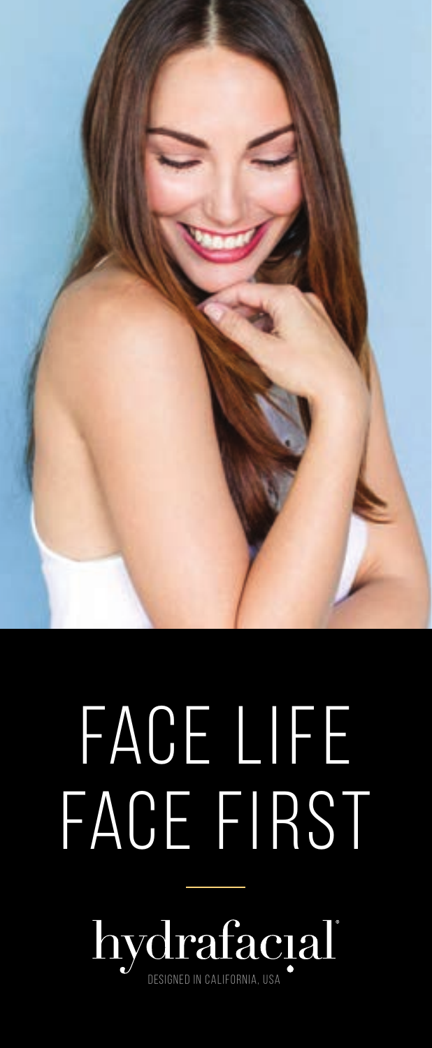# FACE LIFE FACE FIRST

hydrafacial

DESIGNED IN CALIFORNIA, USA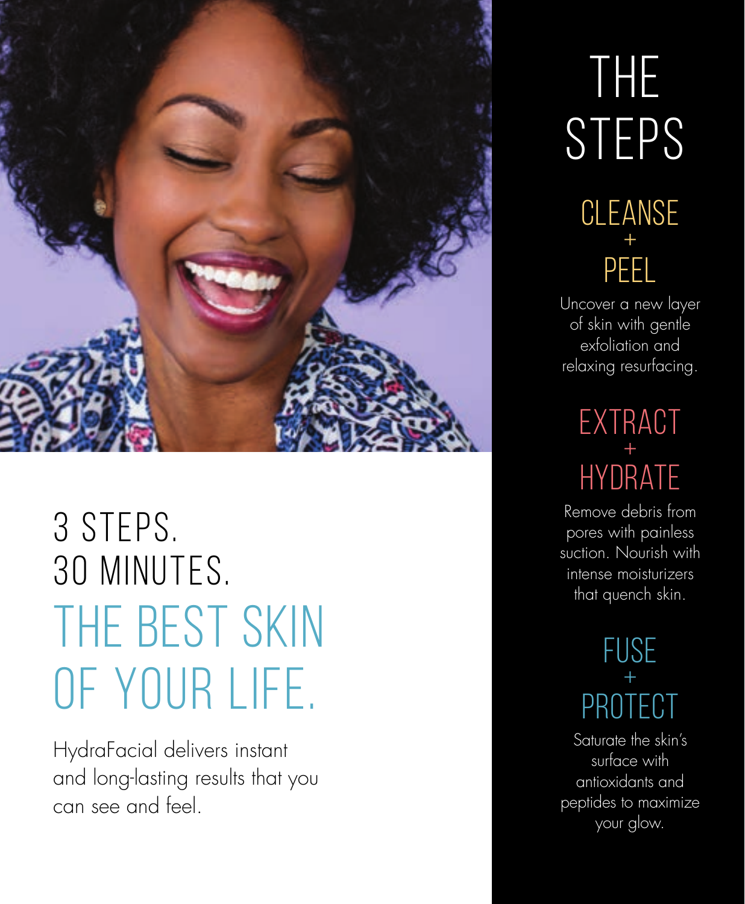# 3 STEPS.
# 30 MINUTES.
# THE BEST SKIN OF YOUR LIFE.

HydraFacial delivers instant and long-lasting results that you can see and feel.

## THE STEPS

### CLEANSE + PEEL

Uncover a new layer of skin with gentle exfoliation and relaxing resurfacing.

### EXTRACT + HYDRATE

Remove debris from pores with painless suction. Nourish with intense moisturizers that quench skin.

### FUSE + PROTECT

Saturate the skin's surface with antioxidants and peptides to maximize your glow.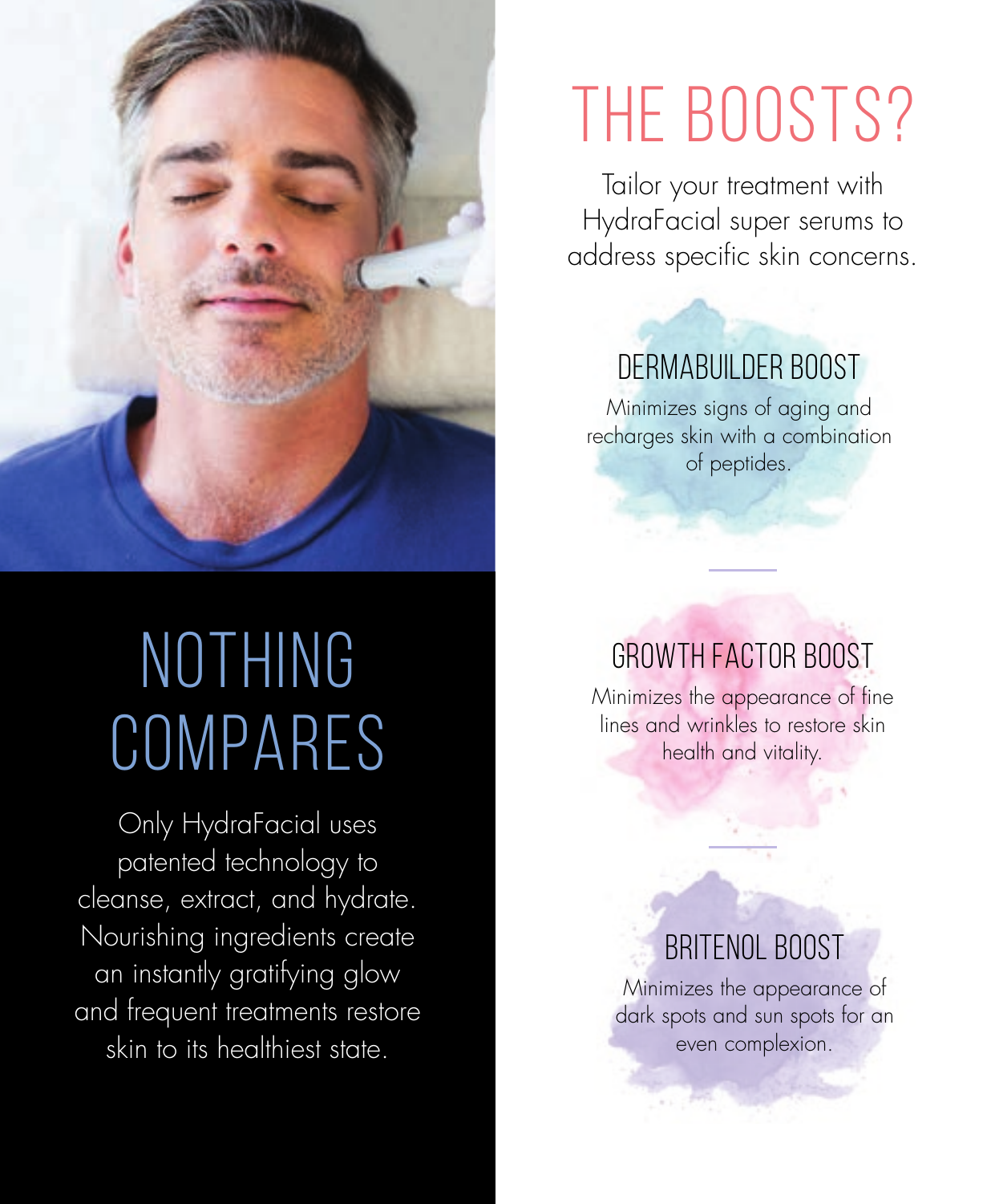# NOTHING COMPARES

Only HydraFacial uses patented technology to cleanse, extract, and hydrate. Nourishing ingredients create an instantly gratifying glow and frequent treatments restore skin to its healthiest state.

# THE BOOSTS?

Tailor your treatment with HydraFacial super serums to address specific skin concerns.

## DERMABUILDER BOOST

Minimizes signs of aging and recharges skin with a combination of peptides.

## GROWTH FACTOR BOOST

Minimizes the appearance of fine lines and wrinkles to restore skin health and vitality.

## BRITENOL BOOST

Minimizes the appearance of dark spots and sun spots for an even complexion.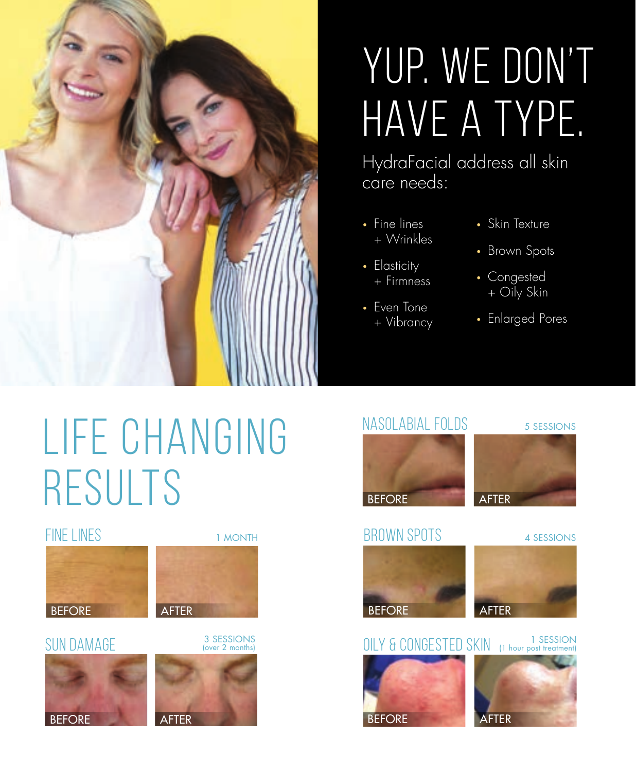# YUP. WE DON'T HAVE A TYPE.

HydraFacial address all skin care needs:

- Fine lines + Wrinkles
- Elasticity + Firmness
- Even Tone + Vibrancy
- Skin Texture
- Brown Spots
- Congested + Oily Skin
- Enlarged Pores

# LIFE CHANGING RESULTS

## FINE LINES

1 MONTH

BEFORE | AFTER

## SUN DAMAGE

3 SESSIONS (over 2 months)

BEFORE | AFTER

## NASOLABIAL FOLDS

5 SESSIONS

BEFORE | AFTER

## BROWN SPOTS

4 SESSIONS

BEFORE | AFTER

## OILY & CONGESTED SKIN

1 SESSION (1 hour post treatment)

BEFORE | AFTER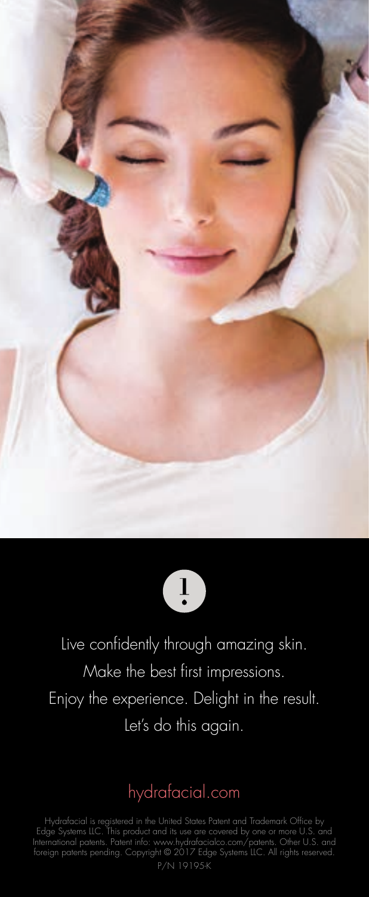Live confidently through amazing skin.
Make the best first impressions.
Enjoy the experience. Delight in the result.
Let's do this again.

hydrafacial.com

Hydrafacial is registered in the United States Patent and Trademark Office by Edge Systems LLC. This product and its use are covered by one or more U.S. and International patents. Patent info: www.hydrafacialco.com/patents. Other U.S. and foreign patents pending. Copyright © 2017 Edge Systems LLC. All rights reserved.

P/N 19195-K